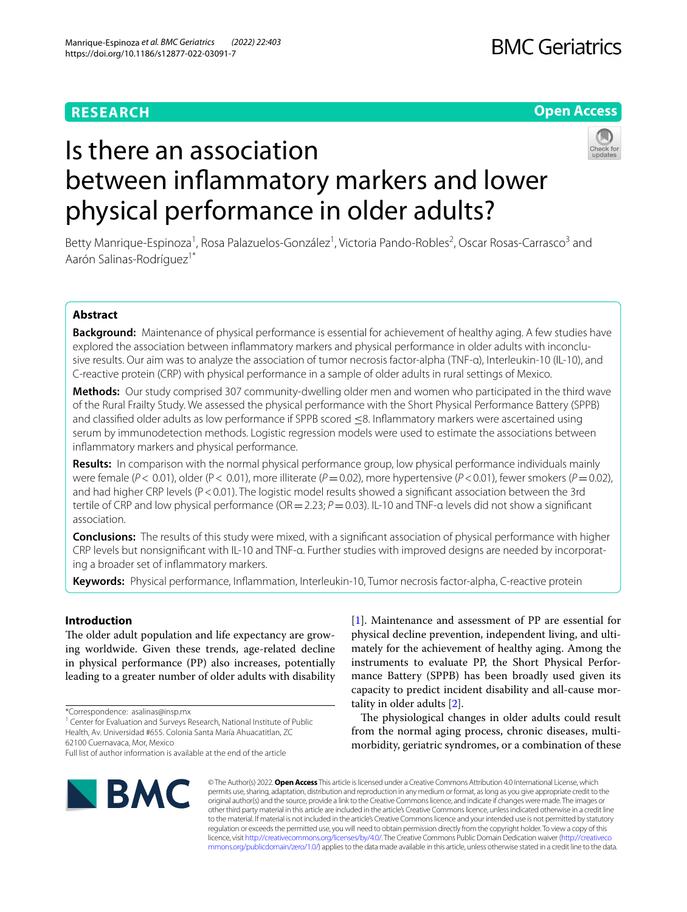RESEARCH

Open Access

# Is there an association between inflammatory markers and lower physical performance in older adults?

Betty Manrique-Espinoza[1], Rosa Palazuelos-González[1], Victoria Pando-Robles[2], Oscar Rosas-Carrasco[3] and Aarón Salinas-Rodríguez[1*]

## Abstract

**Background:** Maintenance of physical performance is essential for achievement of healthy aging. A few studies have explored the association between inflammatory markers and physical performance in older adults with inconclusive results. Our aim was to analyze the association of tumor necrosis factor-alpha (TNF-α), Interleukin-10 (IL-10), and C-reactive protein (CRP) with physical performance in a sample of older adults in rural settings of Mexico.

**Methods:** Our study comprised 307 community-dwelling older men and women who participated in the third wave of the Rural Frailty Study. We assessed the physical performance with the Short Physical Performance Battery (SPPB) and classified older adults as low performance if SPPB scored ≤8. Inflammatory markers were ascertained using serum by immunodetection methods. Logistic regression models were used to estimate the associations between inflammatory markers and physical performance.

**Results:** In comparison with the normal physical performance group, low physical performance individuals mainly were female ($P < 0.01$), older ($P < 0.01$), more illiterate ($P = 0.02$), more hypertensive ($P < 0.01$), fewer smokers ($P = 0.02$), and had higher CRP levels ($P < 0.01$). The logistic model results showed a significant association between the 3rd tertile of CRP and low physical performance (OR = 2.23; $P = 0.03$). IL-10 and TNF-α levels did not show a significant association.

**Conclusions:** The results of this study were mixed, with a significant association of physical performance with higher CRP levels but nonsignificant with IL-10 and TNF-α. Further studies with improved designs are needed by incorporating a broader set of inflammatory markers.

**Keywords:** Physical performance, Inflammation, Interleukin-10, Tumor necrosis factor-alpha, C-reactive protein

## Introduction

The older adult population and life expectancy are growing worldwide. Given these trends, age-related decline in physical performance (PP) also increases, potentially leading to a greater number of older adults with disability [1]. Maintenance and assessment of PP are essential for physical decline prevention, independent living, and ultimately for the achievement of healthy aging. Among the instruments to evaluate PP, the Short Physical Performance Battery (SPPB) has been broadly used given its capacity to predict incident disability and all-cause mortality in older adults [2].

The physiological changes in older adults could result from the normal aging process, chronic diseases, multimorbidity, geriatric syndromes, or a combination of these

*Correspondence: asalinas@insp.mx

[1] Center for Evaluation and Surveys Research, National Institute of Public Health, Av. Universidad #655. Colonia Santa María Ahuacatitlan, ZC 62100 Cuernavaca, Mor, Mexico

Full list of author information is available at the end of the article

© The Author(s) 2022. **Open Access** This article is licensed under a Creative Commons Attribution 4.0 International License, which permits use, sharing, adaptation, distribution and reproduction in any medium or format, as long as you give appropriate credit to the original author(s) and the source, provide a link to the Creative Commons licence, and indicate if changes were made. The images or other third party material in this article are included in the article's Creative Commons licence, unless indicated otherwise in a credit line to the material. If material is not included in the article's Creative Commons licence and your intended use is not permitted by statutory regulation or exceeds the permitted use, you will need to obtain permission directly from the copyright holder. To view a copy of this licence, visit http://creativecommons.org/licenses/by/4.0/. The Creative Commons Public Domain Dedication waiver (http://creativecommons.org/publicdomain/zero/1.0/) applies to the data made available in this article, unless otherwise stated in a credit line to the data.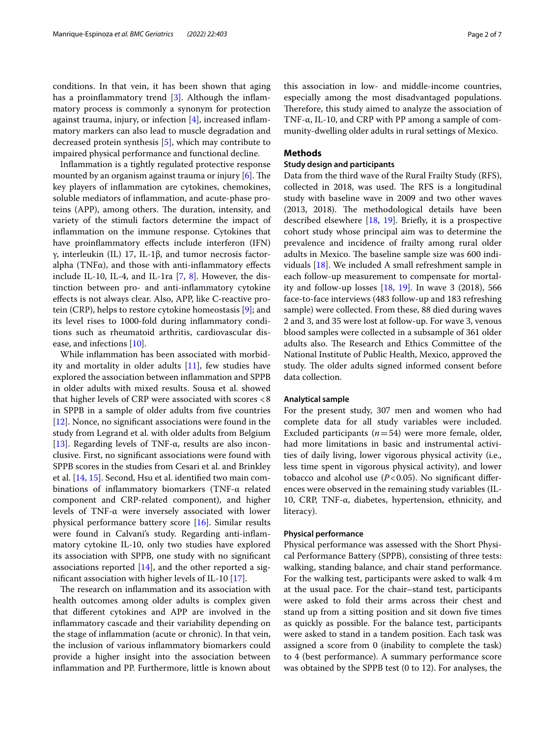conditions. In that vein, it has been shown that aging has a proinflammatory trend [3]. Although the inflammatory process is commonly a synonym for protection against trauma, injury, or infection [4], increased inflammatory markers can also lead to muscle degradation and decreased protein synthesis [5], which may contribute to impaired physical performance and functional decline.

Inflammation is a tightly regulated protective response mounted by an organism against trauma or injury [6]. The key players of inflammation are cytokines, chemokines, soluble mediators of inflammation, and acute-phase proteins (APP), among others. The duration, intensity, and variety of the stimuli factors determine the impact of inflammation on the immune response. Cytokines that have proinflammatory effects include interferon (IFN) γ, interleukin (IL) 17, IL-1β, and tumor necrosis factor-alpha (TNFα), and those with anti-inflammatory effects include IL-10, IL-4, and IL-1ra [7, 8]. However, the distinction between pro- and anti-inflammatory cytokine effects is not always clear. Also, APP, like C-reactive protein (CRP), helps to restore cytokine homeostasis [9]; and its level rises to 1000-fold during inflammatory conditions such as rheumatoid arthritis, cardiovascular disease, and infections [10].

While inflammation has been associated with morbidity and mortality in older adults [11], few studies have explored the association between inflammation and SPPB in older adults with mixed results. Sousa et al. showed that higher levels of CRP were associated with scores <8 in SPPB in a sample of older adults from five countries [12]. Nonce, no significant associations were found in the study from Legrand et al. with older adults from Belgium [13]. Regarding levels of TNF-α, results are also inconclusive. First, no significant associations were found with SPPB scores in the studies from Cesari et al. and Brinkley et al. [14, 15]. Second, Hsu et al. identified two main combinations of inflammatory biomarkers (TNF-α related component and CRP-related component), and higher levels of TNF-α were inversely associated with lower physical performance battery score [16]. Similar results were found in Calvani's study. Regarding anti-inflammatory cytokine IL-10, only two studies have explored its association with SPPB, one study with no significant associations reported [14], and the other reported a significant association with higher levels of IL-10 [17].

The research on inflammation and its association with health outcomes among older adults is complex given that different cytokines and APP are involved in the inflammatory cascade and their variability depending on the stage of inflammation (acute or chronic). In that vein, the inclusion of various inflammatory biomarkers could provide a higher insight into the association between inflammation and PP. Furthermore, little is known about this association in low- and middle-income countries, especially among the most disadvantaged populations. Therefore, this study aimed to analyze the association of TNF-α, IL-10, and CRP with PP among a sample of community-dwelling older adults in rural settings of Mexico.

## Methods

### Study design and participants

Data from the third wave of the Rural Frailty Study (RFS), collected in 2018, was used. The RFS is a longitudinal study with baseline wave in 2009 and two other waves (2013, 2018). The methodological details have been described elsewhere [18, 19]. Briefly, it is a prospective cohort study whose principal aim was to determine the prevalence and incidence of frailty among rural older adults in Mexico. The baseline sample size was 600 individuals [18]. We included A small refreshment sample in each follow-up measurement to compensate for mortality and follow-up losses [18, 19]. In wave 3 (2018), 566 face-to-face interviews (483 follow-up and 183 refreshing sample) were collected. From these, 88 died during waves 2 and 3, and 35 were lost at follow-up. For wave 3, venous blood samples were collected in a subsample of 361 older adults also. The Research and Ethics Committee of the National Institute of Public Health, Mexico, approved the study. The older adults signed informed consent before data collection.

#### Analytical sample

For the present study, 307 men and women who had complete data for all study variables were included. Excluded participants ($n=54$) were more female, older, had more limitations in basic and instrumental activities of daily living, lower vigorous physical activity (i.e., less time spent in vigorous physical activity), and lower tobacco and alcohol use ($P<0.05$). No significant differences were observed in the remaining study variables (IL-10, CRP, TNF-α, diabetes, hypertension, ethnicity, and literacy).

#### Physical performance

Physical performance was assessed with the Short Physical Performance Battery (SPPB), consisting of three tests: walking, standing balance, and chair stand performance. For the walking test, participants were asked to walk 4 m at the usual pace. For the chair–stand test, participants were asked to fold their arms across their chest and stand up from a sitting position and sit down five times as quickly as possible. For the balance test, participants were asked to stand in a tandem position. Each task was assigned a score from 0 (inability to complete the task) to 4 (best performance). A summary performance score was obtained by the SPPB test (0 to 12). For analyses, the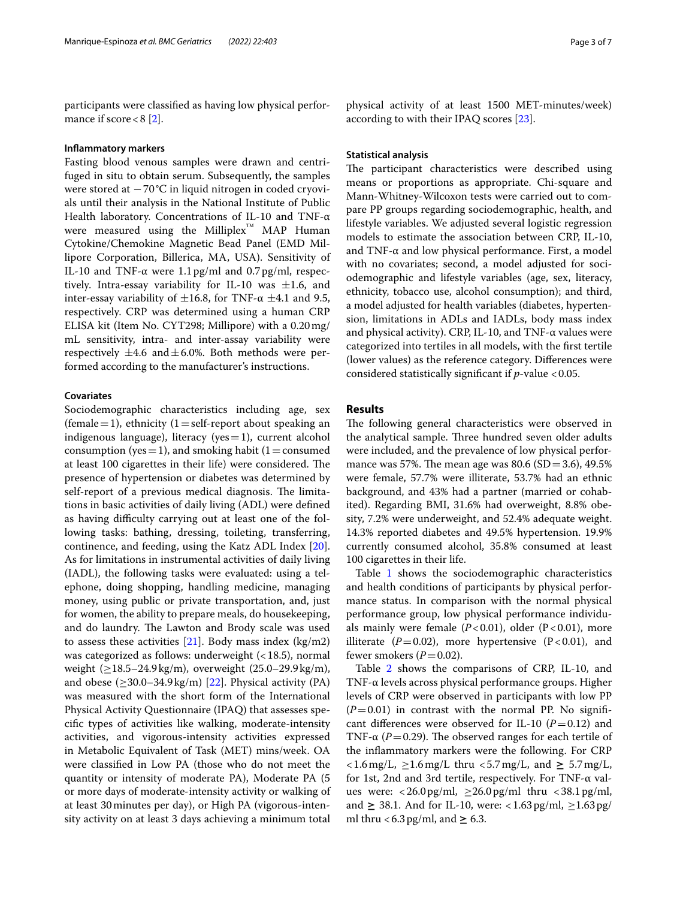participants were classified as having low physical performance if score < 8 [2].

#### Inflammatory markers

Fasting blood venous samples were drawn and centrifuged in situ to obtain serum. Subsequently, the samples were stored at −70 °C in liquid nitrogen in coded cryovials until their analysis in the National Institute of Public Health laboratory. Concentrations of IL-10 and TNF-α were measured using the Milliplex™ MAP Human Cytokine/Chemokine Magnetic Bead Panel (EMD Millipore Corporation, Billerica, MA, USA). Sensitivity of IL-10 and TNF-α were 1.1 pg/ml and 0.7 pg/ml, respectively. Intra-essay variability for IL-10 was ±1.6, and inter-essay variability of ±16.8, for TNF-α ±4.1 and 9.5, respectively. CRP was determined using a human CRP ELISA kit (Item No. CYT298; Millipore) with a 0.20 mg/mL sensitivity, intra- and inter-assay variability were respectively ±4.6 and ±6.0%. Both methods were performed according to the manufacturer's instructions.

#### Covariates

Sociodemographic characteristics including age, sex (female = 1), ethnicity (1 = self-report about speaking an indigenous language), literacy (yes = 1), current alcohol consumption (yes = 1), and smoking habit (1 = consumed at least 100 cigarettes in their life) were considered. The presence of hypertension or diabetes was determined by self-report of a previous medical diagnosis. The limitations in basic activities of daily living (ADL) were defined as having difficulty carrying out at least one of the following tasks: bathing, dressing, toileting, transferring, continence, and feeding, using the Katz ADL Index [20]. As for limitations in instrumental activities of daily living (IADL), the following tasks were evaluated: using a telephone, doing shopping, handling medicine, managing money, using public or private transportation, and, just for women, the ability to prepare meals, do housekeeping, and do laundry. The Lawton and Brody scale was used to assess these activities [21]. Body mass index (kg/m2) was categorized as follows: underweight (< 18.5), normal weight (≥18.5–24.9 kg/m), overweight (25.0–29.9 kg/m), and obese (≥30.0–34.9 kg/m) [22]. Physical activity (PA) was measured with the short form of the International Physical Activity Questionnaire (IPAQ) that assesses specific types of activities like walking, moderate-intensity activities, and vigorous-intensity activities expressed in Metabolic Equivalent of Task (MET) mins/week. OA were classified in Low PA (those who do not meet the quantity or intensity of moderate PA), Moderate PA (5 or more days of moderate-intensity activity or walking of at least 30 minutes per day), or High PA (vigorous-intensity activity on at least 3 days achieving a minimum total physical activity of at least 1500 MET-minutes/week) according to with their IPAQ scores [23].

#### Statistical analysis

The participant characteristics were described using means or proportions as appropriate. Chi-square and Mann-Whitney-Wilcoxon tests were carried out to compare PP groups regarding sociodemographic, health, and lifestyle variables. We adjusted several logistic regression models to estimate the association between CRP, IL-10, and TNF-α and low physical performance. First, a model with no covariates; second, a model adjusted for sociodemographic and lifestyle variables (age, sex, literacy, ethnicity, tobacco use, alcohol consumption); and third, a model adjusted for health variables (diabetes, hypertension, limitations in ADLs and IADLs, body mass index and physical activity). CRP, IL-10, and TNF-α values were categorized into tertiles in all models, with the first tertile (lower values) as the reference category. Differences were considered statistically significant if *p*-value < 0.05.

## Results

The following general characteristics were observed in the analytical sample. Three hundred seven older adults were included, and the prevalence of low physical performance was 57%. The mean age was 80.6 (SD = 3.6), 49.5% were female, 57.7% were illiterate, 53.7% had an ethnic background, and 43% had a partner (married or cohabited). Regarding BMI, 31.6% had overweight, 8.8% obesity, 7.2% were underweight, and 52.4% adequate weight. 14.3% reported diabetes and 49.5% hypertension. 19.9% currently consumed alcohol, 35.8% consumed at least 100 cigarettes in their life.

Table 1 shows the sociodemographic characteristics and health conditions of participants by physical performance status. In comparison with the normal physical performance group, low physical performance individuals mainly were female ($P < 0.01$), older ($P < 0.01$), more illiterate ($P = 0.02$), more hypertensive ($P < 0.01$), and fewer smokers ($P = 0.02$).

Table 2 shows the comparisons of CRP, IL-10, and TNF-α levels across physical performance groups. Higher levels of CRP were observed in participants with low PP ($P = 0.01$) in contrast with the normal PP. No significant differences were observed for IL-10 ($P = 0.12$) and TNF-α ($P = 0.29$). The observed ranges for each tertile of the inflammatory markers were the following. For CRP < 1.6 mg/L, ≥1.6 mg/L thru < 5.7 mg/L, and ≥ 5.7 mg/L, for 1st, 2nd and 3rd tertile, respectively. For TNF-α values were: < 26.0 pg/ml, ≥26.0 pg/ml thru < 38.1 pg/ml, and ≥ 38.1. And for IL-10, were: < 1.63 pg/ml, ≥1.63 pg/ml thru < 6.3 pg/ml, and ≥ 6.3.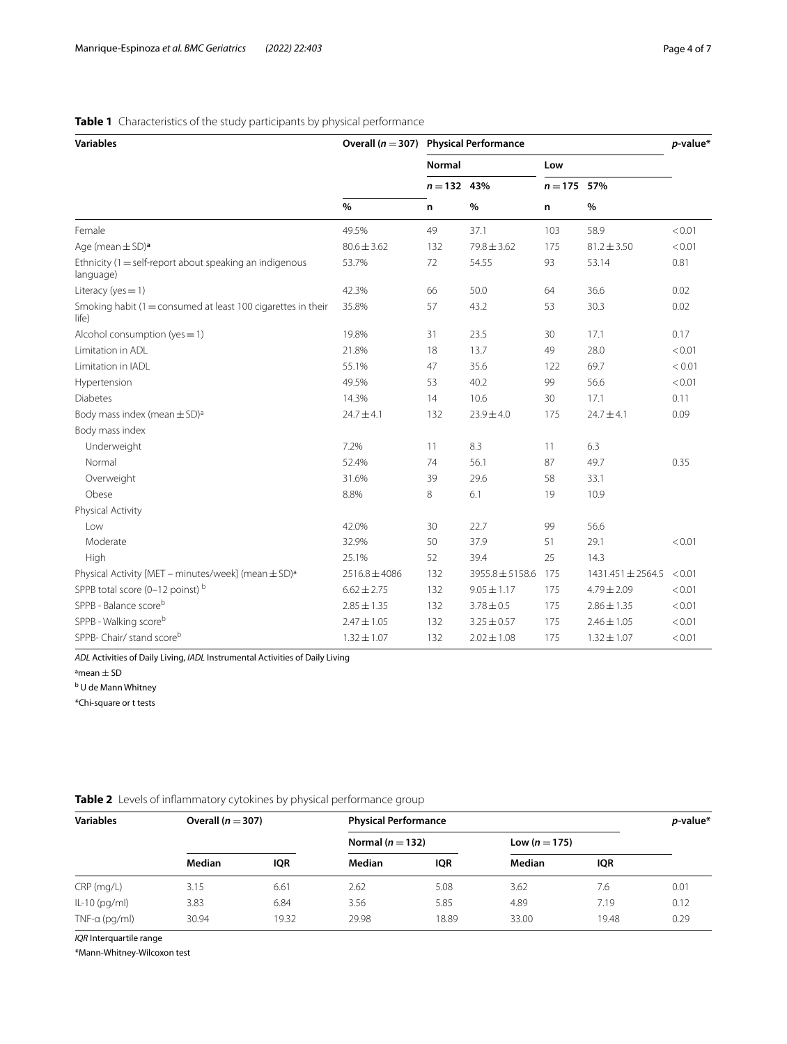**Table 1** Characteristics of the study participants by physical performance

| Variables | Overall ($n = 307$) | Physical Performance | | | | p-value* |
|---|---|---|---|---|---|---|
| | | Normal | | Low | | |
| | | $n = 132$ | 43% | $n = 175$ | 57% | |
| | % | n | % | n | % | |
| Female | 49.5% | 49 | 37.1 | 103 | 58.9 | < 0.01 |
| Age (mean ± SD)[a] | 80.6 ± 3.62 | 132 | 79.8 ± 3.62 | 175 | 81.2 ± 3.50 | < 0.01 |
| Ethnicity (1 = self-report about speaking an indigenous language) | 53.7% | 72 | 54.55 | 93 | 53.14 | 0.81 |
| Literacy (yes = 1) | 42.3% | 66 | 50.0 | 64 | 36.6 | 0.02 |
| Smoking habit (1 = consumed at least 100 cigarettes in their life) | 35.8% | 57 | 43.2 | 53 | 30.3 | 0.02 |
| Alcohol consumption (yes = 1) | 19.8% | 31 | 23.5 | 30 | 17.1 | 0.17 |
| Limitation in ADL | 21.8% | 18 | 13.7 | 49 | 28.0 | < 0.01 |
| Limitation in IADL | 55.1% | 47 | 35.6 | 122 | 69.7 | < 0.01 |
| Hypertension | 49.5% | 53 | 40.2 | 99 | 56.6 | < 0.01 |
| Diabetes | 14.3% | 14 | 10.6 | 30 | 17.1 | 0.11 |
| Body mass index (mean ± SD)[a] | 24.7 ± 4.1 | 132 | 23.9 ± 4.0 | 175 | 24.7 ± 4.1 | 0.09 |
| Body mass index | | | | | | |
| Underweight | 7.2% | 11 | 8.3 | 11 | 6.3 | |
| Normal | 52.4% | 74 | 56.1 | 87 | 49.7 | 0.35 |
| Overweight | 31.6% | 39 | 29.6 | 58 | 33.1 | |
| Obese | 8.8% | 8 | 6.1 | 19 | 10.9 | |
| Physical Activity | | | | | | |
| Low | 42.0% | 30 | 22.7 | 99 | 56.6 | |
| Moderate | 32.9% | 50 | 37.9 | 51 | 29.1 | < 0.01 |
| High | 25.1% | 52 | 39.4 | 25 | 14.3 | |
| Physical Activity [MET – minutes/week] (mean ± SD)[a] | 2516.8 ± 4086 | 132 | 3955.8 ± 5158.6 | 175 | 1431.451 ± 2564.5 | < 0.01 |
| SPPB total score (0–12 poinst)[b] | 6.62 ± 2.75 | 132 | 9.05 ± 1.17 | 175 | 4.79 ± 2.09 | < 0.01 |
| SPPB - Balance score[b] | 2.85 ± 1.35 | 132 | 3.78 ± 0.5 | 175 | 2.86 ± 1.35 | < 0.01 |
| SPPB - Walking score[b] | 2.47 ± 1.05 | 132 | 3.25 ± 0.57 | 175 | 2.46 ± 1.05 | < 0.01 |
| SPPB- Chair/ stand score[b] | 1.32 ± 1.07 | 132 | 2.02 ± 1.08 | 175 | 1.32 ± 1.07 | < 0.01 |

*ADL* Activities of Daily Living, *IADL* Instrumental Activities of Daily Living

[a]mean ± SD

[b] U de Mann Whitney

*Chi-square or t tests

**Table 2** Levels of inflammatory cytokines by physical performance group

| Variables | Overall ($n = 307$) | | Physical Performance | | | | p-value* |
|---|---|---|---|---|---|---|---|
| | | | Normal ($n = 132$) | | Low ($n = 175$) | | |
| | Median | IQR | Median | IQR | Median | IQR | |
| CRP (mg/L) | 3.15 | 6.61 | 2.62 | 5.08 | 3.62 | 7.6 | 0.01 |
| IL-10 (pg/ml) | 3.83 | 6.84 | 3.56 | 5.85 | 4.89 | 7.19 | 0.12 |
| TNF-α (pg/ml) | 30.94 | 19.32 | 29.98 | 18.89 | 33.00 | 19.48 | 0.29 |

*IQR* Interquartile range

*Mann-Whitney-Wilcoxon test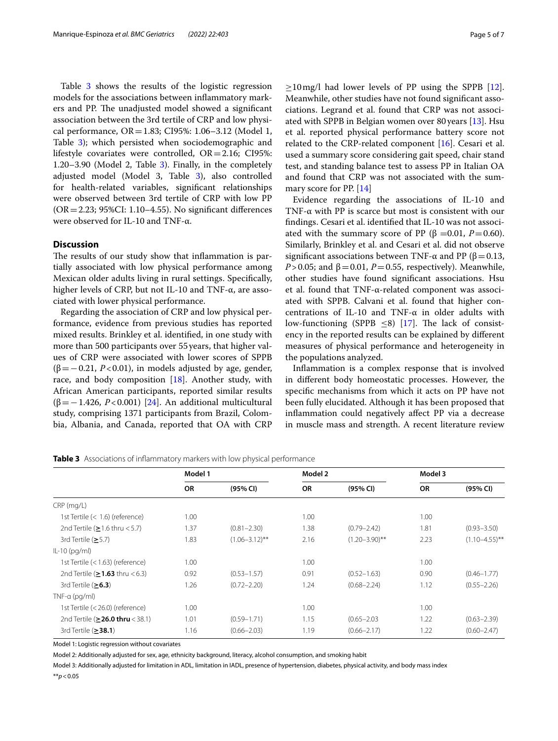Table 3 shows the results of the logistic regression models for the associations between inflammatory markers and PP. The unadjusted model showed a significant association between the 3rd tertile of CRP and low physical performance, OR = 1.83; CI95%: 1.06–3.12 (Model 1, Table 3); which persisted when sociodemographic and lifestyle covariates were controlled, OR = 2.16; CI95%: 1.20–3.90 (Model 2, Table 3). Finally, in the completely adjusted model (Model 3, Table 3), also controlled for health-related variables, significant relationships were observed between 3rd tertile of CRP with low PP (OR = 2.23; 95%CI: 1.10–4.55). No significant differences were observed for IL-10 and TNF-α.

## Discussion

The results of our study show that inflammation is partially associated with low physical performance among Mexican older adults living in rural settings. Specifically, higher levels of CRP, but not IL-10 and TNF-α, are associated with lower physical performance.

Regarding the association of CRP and low physical performance, evidence from previous studies has reported mixed results. Brinkley et al. identified, in one study with more than 500 participants over 55 years, that higher values of CRP were associated with lower scores of SPPB ($\beta = -0.21$, $P < 0.01$), in models adjusted by age, gender, race, and body composition [18]. Another study, with African American participants, reported similar results ($\beta = -1.426$, $P < 0.001$) [24]. An additional multicultural study, comprising 1371 participants from Brazil, Colombia, Albania, and Canada, reported that OA with CRP ≥10 mg/l had lower levels of PP using the SPPB [12]. Meanwhile, other studies have not found significant associations. Legrand et al. found that CRP was not associated with SPPB in Belgian women over 80 years [13]. Hsu et al. reported physical performance battery score not related to the CRP-related component [16]. Cesari et al. used a summary score considering gait speed, chair stand test, and standing balance test to assess PP in Italian OA and found that CRP was not associated with the summary score for PP. [14]

Evidence regarding the associations of IL-10 and TNF-α with PP is scarce but most is consistent with our findings. Cesari et al. identified that IL-10 was not associated with the summary score of PP ($\beta = 0.01$, $P = 0.60$). Similarly, Brinkley et al. and Cesari et al. did not observe significant associations between TNF-α and PP ($\beta = 0.13$, $P > 0.05$; and $\beta = 0.01$, $P = 0.55$, respectively). Meanwhile, other studies have found significant associations. Hsu et al. found that TNF-α-related component was associated with SPPB. Calvani et al. found that higher concentrations of IL-10 and TNF-α in older adults with low-functioning (SPPB ≤8) [17]. The lack of consistency in the reported results can be explained by different measures of physical performance and heterogeneity in the populations analyzed.

Inflammation is a complex response that is involved in different body homeostatic processes. However, the specific mechanisms from which it acts on PP have not been fully elucidated. Although it has been proposed that inflammation could negatively affect PP via a decrease in muscle mass and strength. A recent literature review

**Table 3** Associations of inflammatory markers with low physical performance

| | Model 1 | | Model 2 | | Model 3 | |
|---|---|---|---|---|---|---|
| | **OR** | **(95% CI)** | **OR** | **(95% CI)** | **OR** | **(95% CI)** |
| CRP (mg/L) | | | | | | |
| 1st Tertile (< 1.6) (reference) | 1.00 | | 1.00 | | 1.00 | |
| 2nd Tertile (≥1.6 thru < 5.7) | 1.37 | (0.81–2.30) | 1.38 | (0.79–2.42) | 1.81 | (0.93–3.50) |
| 3rd Tertile (≥5.7) | 1.83 | (1.06–3.12)** | 2.16 | (1.20–3.90)** | 2.23 | (1.10–4.55)** |
| IL-10 (pg/ml) | | | | | | |
| 1st Tertile (< 1.63) (reference) | 1.00 | | 1.00 | | 1.00 | |
| 2nd Tertile (**≥1.63** thru < 6.3) | 0.92 | (0.53–1.57) | 0.91 | (0.52–1.63) | 0.90 | (0.46–1.77) |
| 3rd Tertile (**≥6.3**) | 1.26 | (0.72–2.20) | 1.24 | (0.68–2.24) | 1.12 | (0.55–2.26) |
| TNF-α (pg/ml) | | | | | | |
| 1st Tertile (< 26.0) (reference) | 1.00 | | 1.00 | | 1.00 | |
| 2nd Tertile (**≥26.0 thru** < 38.1) | 1.01 | (0.59–1.71) | 1.15 | (0.65–2.03 | 1.22 | (0.63–2.39) |
| 3rd Tertile (**≥38.1**) | 1.16 | (0.66–2.03) | 1.19 | (0.66–2.17) | 1.22 | (0.60–2.47) |

Model 1: Logistic regression without covariates

Model 2: Additionally adjusted for sex, age, ethnicity background, literacy, alcohol consumption, and smoking habit

Model 3: Additionally adjusted for limitation in ADL, limitation in IADL, presence of hypertension, diabetes, physical activity, and body mass index

** $p < 0.05$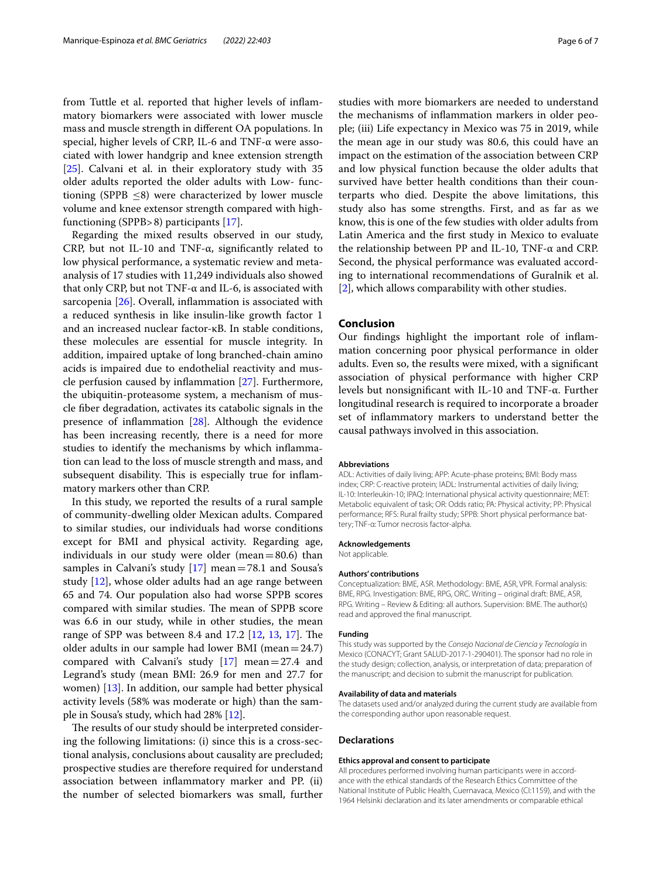from Tuttle et al. reported that higher levels of inflammatory biomarkers were associated with lower muscle mass and muscle strength in different OA populations. In special, higher levels of CRP, IL-6 and TNF-α were associated with lower handgrip and knee extension strength [25]. Calvani et al. in their exploratory study with 35 older adults reported the older adults with Low- functioning (SPPB ≤8) were characterized by lower muscle volume and knee extensor strength compared with high-functioning (SPPB> 8) participants [17].

Regarding the mixed results observed in our study, CRP, but not IL-10 and TNF-α, significantly related to low physical performance, a systematic review and meta-analysis of 17 studies with 11,249 individuals also showed that only CRP, but not TNF-α and IL-6, is associated with sarcopenia [26]. Overall, inflammation is associated with a reduced synthesis in like insulin-like growth factor 1 and an increased nuclear factor-κB. In stable conditions, these molecules are essential for muscle integrity. In addition, impaired uptake of long branched-chain amino acids is impaired due to endothelial reactivity and muscle perfusion caused by inflammation [27]. Furthermore, the ubiquitin-proteasome system, a mechanism of muscle fiber degradation, activates its catabolic signals in the presence of inflammation [28]. Although the evidence has been increasing recently, there is a need for more studies to identify the mechanisms by which inflammation can lead to the loss of muscle strength and mass, and subsequent disability. This is especially true for inflammatory markers other than CRP.

In this study, we reported the results of a rural sample of community-dwelling older Mexican adults. Compared to similar studies, our individuals had worse conditions except for BMI and physical activity. Regarding age, individuals in our study were older (mean = 80.6) than samples in Calvani's study [17] mean = 78.1 and Sousa's study [12], whose older adults had an age range between 65 and 74. Our population also had worse SPPB scores compared with similar studies. The mean of SPPB score was 6.6 in our study, while in other studies, the mean range of SPP was between 8.4 and 17.2 [12, 13, 17]. The older adults in our sample had lower BMI (mean = 24.7) compared with Calvani's study [17] mean = 27.4 and Legrand's study (mean BMI: 26.9 for men and 27.7 for women) [13]. In addition, our sample had better physical activity levels (58% was moderate or high) than the sample in Sousa's study, which had 28% [12].

The results of our study should be interpreted considering the following limitations: (i) since this is a cross-sectional analysis, conclusions about causality are precluded; prospective studies are therefore required for understand association between inflammatory marker and PP. (ii) the number of selected biomarkers was small, further studies with more biomarkers are needed to understand the mechanisms of inflammation markers in older people; (iii) Life expectancy in Mexico was 75 in 2019, while the mean age in our study was 80.6, this could have an impact on the estimation of the association between CRP and low physical function because the older adults that survived have better health conditions than their counterparts who died. Despite the above limitations, this study also has some strengths. First, and as far as we know, this is one of the few studies with older adults from Latin America and the first study in Mexico to evaluate the relationship between PP and IL-10, TNF-α and CRP. Second, the physical performance was evaluated according to international recommendations of Guralnik et al. [2], which allows comparability with other studies.

## Conclusion

Our findings highlight the important role of inflammation concerning poor physical performance in older adults. Even so, the results were mixed, with a significant association of physical performance with higher CRP levels but nonsignificant with IL-10 and TNF-α. Further longitudinal research is required to incorporate a broader set of inflammatory markers to understand better the causal pathways involved in this association.

#### Abbreviations

ADL: Activities of daily living; APP: Acute-phase proteins; BMI: Body mass index; CRP: C-reactive protein; IADL: Instrumental activities of daily living; IL-10: Interleukin-10; IPAQ: International physical activity questionnaire; MET: Metabolic equivalent of task; OR: Odds ratio; PA: Physical activity; PP: Physical performance; RFS: Rural frailty study; SPPB: Short physical performance battery; TNF-α: Tumor necrosis factor-alpha.

#### Acknowledgements

Not applicable.

#### Authors' contributions

Conceptualization: BME, ASR. Methodology: BME, ASR, VPR. Formal analysis: BME, RPG, ORC. Investigation: BME, RPG, ASR. Writing – original draft: BME, ASR, RPG. Writing – Review & Editing: all authors. Supervision: BME. The author(s) read and approved the final manuscript.

#### Funding

This study was supported by the *Consejo Nacional de Ciencia y Tecnología* in Mexico (CONACYT; Grant SALUD-2017-1-290401). The sponsor had no role in the study design; collection, analysis, or interpretation of data; preparation of the manuscript; and decision to submit the manuscript for publication.

#### Availability of data and materials

The datasets used and/or analyzed during the current study are available from the corresponding author upon reasonable request.

### Declarations

#### Ethics approval and consent to participate

All procedures performed involving human participants were in accordance with the ethical standards of the Research Ethics Committee of the National Institute of Public Health, Cuernavaca, Mexico (CI:1159), and with the 1964 Helsinki declaration and its later amendments or comparable ethical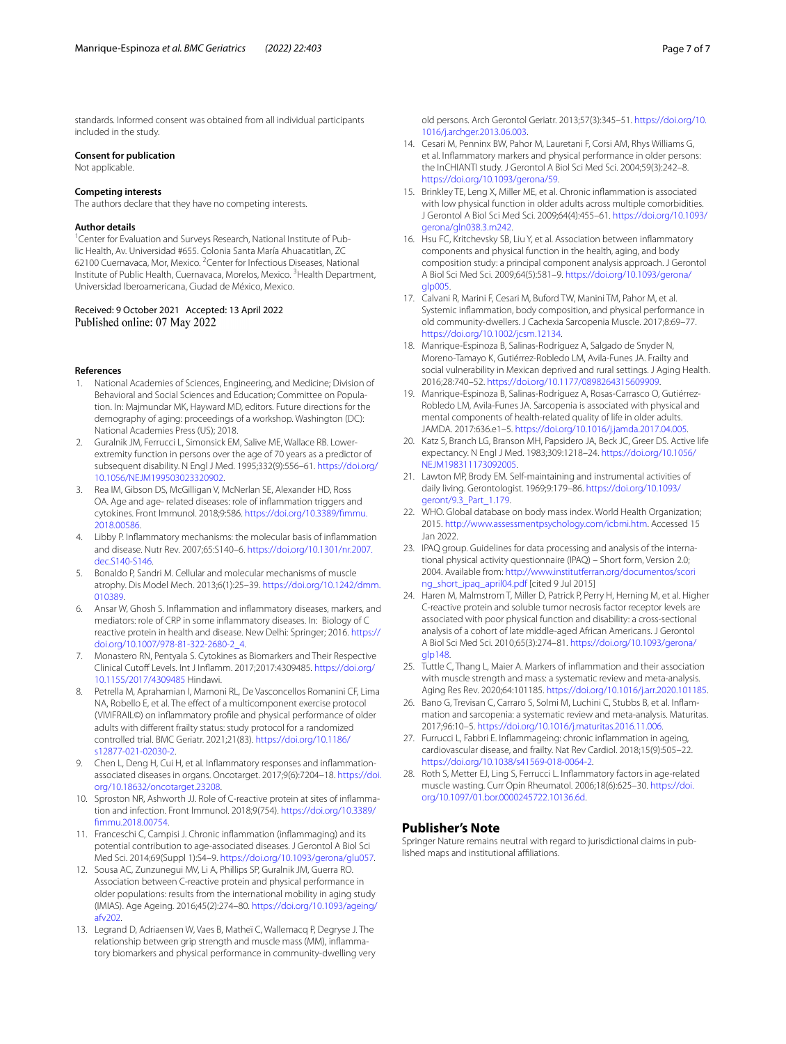standards. Informed consent was obtained from all individual participants included in the study.

### Consent for publication

Not applicable.

### Competing interests

The authors declare that they have no competing interests.

### Author details

[1]Center for Evaluation and Surveys Research, National Institute of Public Health, Av. Universidad #655. Colonia Santa María Ahuacatitlan, ZC 62100 Cuernavaca, Mor, Mexico. [2]Center for Infectious Diseases, National Institute of Public Health, Cuernavaca, Morelos, Mexico. [3]Health Department, Universidad Iberoamericana, Ciudad de México, Mexico.

Received: 9 October 2021 Accepted: 13 April 2022
Published online: 07 May 2022

## References

1. National Academies of Sciences, Engineering, and Medicine; Division of Behavioral and Social Sciences and Education; Committee on Population. In: Majmundar MK, Hayward MD, editors. Future directions for the demography of aging: proceedings of a workshop. Washington (DC): National Academies Press (US); 2018.
2. Guralnik JM, Ferrucci L, Simonsick EM, Salive ME, Wallace RB. Lower-extremity function in persons over the age of 70 years as a predictor of subsequent disability. N Engl J Med. 1995;332(9):556–61. https://doi.org/10.1056/NEJM199503023320902.
3. Rea IM, Gibson DS, McGilligan V, McNerlan SE, Alexander HD, Ross OA. Age and age- related diseases: role of inflammation triggers and cytokines. Front Immunol. 2018;9:586. https://doi.org/10.3389/fimmu.2018.00586.
4. Libby P. Inflammatory mechanisms: the molecular basis of inflammation and disease. Nutr Rev. 2007;65:S140–6. https://doi.org/10.1301/nr.2007.dec.S140-S146.
5. Bonaldo P, Sandri M. Cellular and molecular mechanisms of muscle atrophy. Dis Model Mech. 2013;6(1):25–39. https://doi.org/10.1242/dmm.010389.
6. Ansar W, Ghosh S. Inflammation and inflammatory diseases, markers, and mediators: role of CRP in some inflammatory diseases. In: Biology of C reactive protein in health and disease. New Delhi: Springer; 2016. https://doi.org/10.1007/978-81-322-2680-2_4.
7. Monastero RN, Pentyala S. Cytokines as Biomarkers and Their Respective Clinical Cutoff Levels. Int J Inflamm. 2017;2017:4309485. https://doi.org/10.1155/2017/4309485 Hindawi.
8. Petrella M, Aprahamian I, Mamoni RL, De Vasconcellos Romanini CF, Lima NA, Robello E, et al. The effect of a multicomponent exercise protocol (VIVIFRAIL©) on inflammatory profile and physical performance of older adults with different frailty status: study protocol for a randomized controlled trial. BMC Geriatr. 2021;21(83). https://doi.org/10.1186/s12877-021-02030-2.
9. Chen L, Deng H, Cui H, et al. Inflammatory responses and inflammation-associated diseases in organs. Oncotarget. 2017;9(6):7204–18. https://doi.org/10.18632/oncotarget.23208.
10. Sproston NR, Ashworth JJ. Role of C-reactive protein at sites of inflammation and infection. Front Immunol. 2018;9(754). https://doi.org/10.3389/fimmu.2018.00754.
11. Franceschi C, Campisi J. Chronic inflammation (inflammaging) and its potential contribution to age-associated diseases. J Gerontol A Biol Sci Med Sci. 2014;69(Suppl 1):S4–9. https://doi.org/10.1093/gerona/glu057.
12. Sousa AC, Zunzunegui MV, Li A, Phillips SP, Guralnik JM, Guerra RO. Association between C-reactive protein and physical performance in older populations: results from the international mobility in aging study (IMIAS). Age Ageing. 2016;45(2):274–80. https://doi.org/10.1093/ageing/afv202.
13. Legrand D, Adriaensen W, Vaes B, Matheï C, Wallemacq P, Degryse J. The relationship between grip strength and muscle mass (MM), inflammatory biomarkers and physical performance in community-dwelling very old persons. Arch Gerontol Geriatr. 2013;57(3):345–51. https://doi.org/10.1016/j.archger.2013.06.003.
14. Cesari M, Penninx BW, Pahor M, Lauretani F, Corsi AM, Rhys Williams G, et al. Inflammatory markers and physical performance in older persons: the InCHIANTI study. J Gerontol A Biol Sci Med Sci. 2004;59(3):242–8. https://doi.org/10.1093/gerona/59.
15. Brinkley TE, Leng X, Miller ME, et al. Chronic inflammation is associated with low physical function in older adults across multiple comorbidities. J Gerontol A Biol Sci Med Sci. 2009;64(4):455–61. https://doi.org/10.1093/gerona/gln038.3.m242.
16. Hsu FC, Kritchevsky SB, Liu Y, et al. Association between inflammatory components and physical function in the health, aging, and body composition study: a principal component analysis approach. J Gerontol A Biol Sci Med Sci. 2009;64(5):581–9. https://doi.org/10.1093/gerona/glp005.
17. Calvani R, Marini F, Cesari M, Buford TW, Manini TM, Pahor M, et al. Systemic inflammation, body composition, and physical performance in old community-dwellers. J Cachexia Sarcopenia Muscle. 2017;8:69–77. https://doi.org/10.1002/jcsm.12134.
18. Manrique-Espinoza B, Salinas-Rodríguez A, Salgado de Snyder N, Moreno-Tamayo K, Gutiérrez-Robledo LM, Avila-Funes JA. Frailty and social vulnerability in Mexican deprived and rural settings. J Aging Health. 2016;28:740–52. https://doi.org/10.1177/0898264315609909.
19. Manrique-Espinoza B, Salinas-Rodríguez A, Rosas-Carrasco O, Gutiérrez-Robledo LM, Avila-Funes JA. Sarcopenia is associated with physical and mental components of health-related quality of life in older adults. JAMDA. 2017:636.e1–5. https://doi.org/10.1016/j.jamda.2017.04.005.
20. Katz S, Branch LG, Branson MH, Papsidero JA, Beck JC, Greer DS. Active life expectancy. N Engl J Med. 1983;309:1218–24. https://doi.org/10.1056/NEJM198311173092005.
21. Lawton MP, Brody EM. Self-maintaining and instrumental activities of daily living. Gerontologist. 1969;9:179–86. https://doi.org/10.1093/geront/9.3_Part_1.179.
22. WHO. Global database on body mass index. World Health Organization; 2015. http://www.assessmentpsychology.com/icbmi.htm. Accessed 15 Jan 2022.
23. IPAQ group. Guidelines for data processing and analysis of the international physical activity questionnaire (IPAQ) – Short form, Version 2.0; 2004. Available from: http://www.institutferran.org/documentos/scoring_short_ipaq_april04.pdf [cited 9 Jul 2015]
24. Haren M, Malmstrom T, Miller D, Patrick P, Perry H, Herning M, et al. Higher C-reactive protein and soluble tumor necrosis factor receptor levels are associated with poor physical function and disability: a cross-sectional analysis of a cohort of late middle-aged African Americans. J Gerontol A Biol Sci Med Sci. 2010;65(3):274–81. https://doi.org/10.1093/gerona/glp148.
25. Tuttle C, Thang L, Maier A. Markers of inflammation and their association with muscle strength and mass: a systematic review and meta-analysis. Aging Res Rev. 2020;64:101185. https://doi.org/10.1016/j.arr.2020.101185.
26. Bano G, Trevisan C, Carraro S, Solmi M, Luchini C, Stubbs B, et al. Inflammation and sarcopenia: a systematic review and meta-analysis. Maturitas. 2017;96:10–5. https://doi.org/10.1016/j.maturitas.2016.11.006.
27. Furrucci L, Fabbri E. Inflammageing: chronic inflammation in ageing, cardiovascular disease, and frailty. Nat Rev Cardiol. 2018;15(9):505–22. https://doi.org/10.1038/s41569-018-0064-2.
28. Roth S, Metter EJ, Ling S, Ferrucci L. Inflammatory factors in age-related muscle wasting. Curr Opin Rheumatol. 2006;18(6):625–30. https://doi.org/10.1097/01.bor.0000245722.10136.6d.

## Publisher's Note

Springer Nature remains neutral with regard to jurisdictional claims in published maps and institutional affiliations.